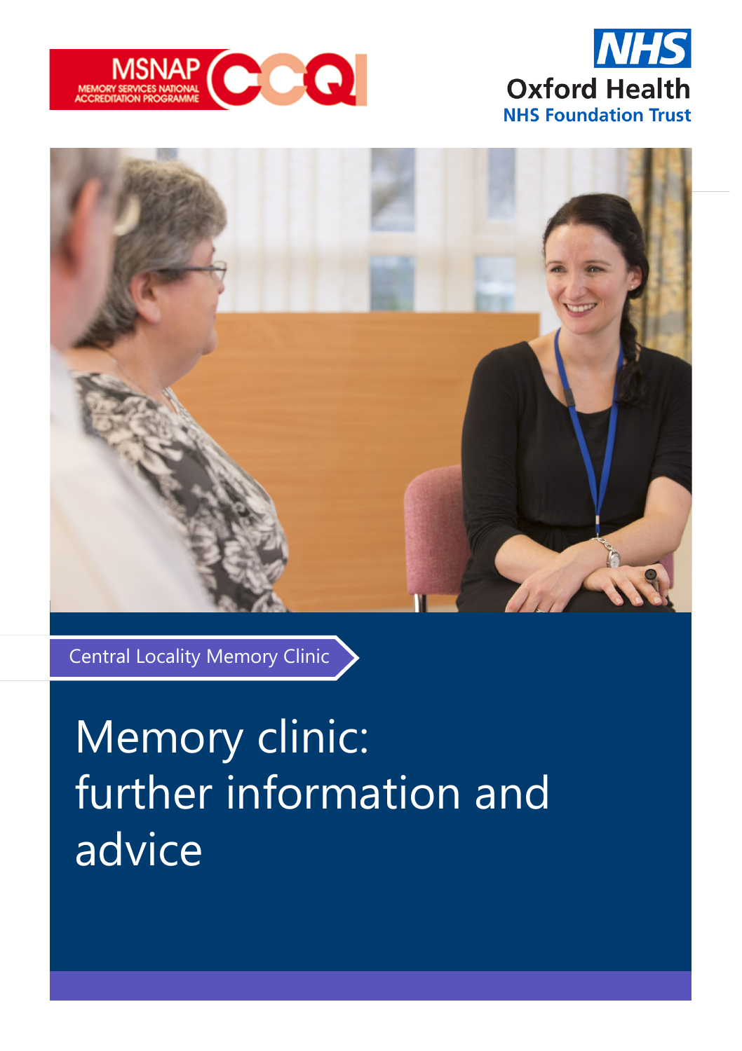MSNAP MEMORY SERVICES NATIONAL ACCREDITATION PROGRAMME CCQI

NHS Oxford Health NHS Foundation Trust

Central Locality Memory Clinic

# Memory clinic: further information and advice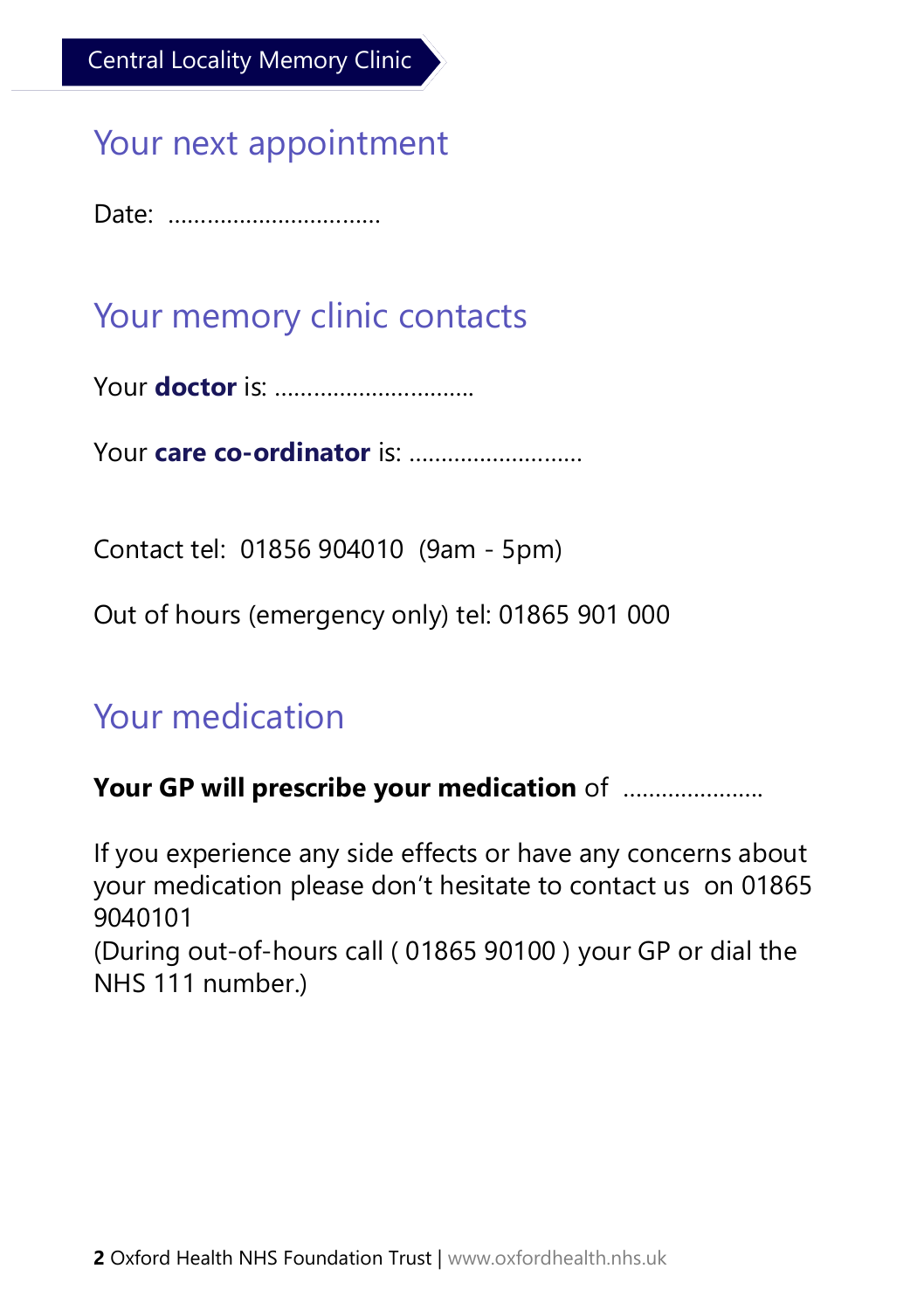Central Locality Memory Clinic

## Your next appointment

Date: ................................

## Your memory clinic contacts

Your **doctor** is: ...............................

Your **care co-ordinator** is: ..........................

Contact tel: 01856 904010 (9am - 5pm)

Out of hours (emergency only) tel: 01865 901 000

## Your medication

**Your GP will prescribe your medication** of .....................

If you experience any side effects or have any concerns about your medication please don't hesitate to contact us on 01865 9040101
(During out-of-hours call ( 01865 90100 ) your GP or dial the NHS 111 number.)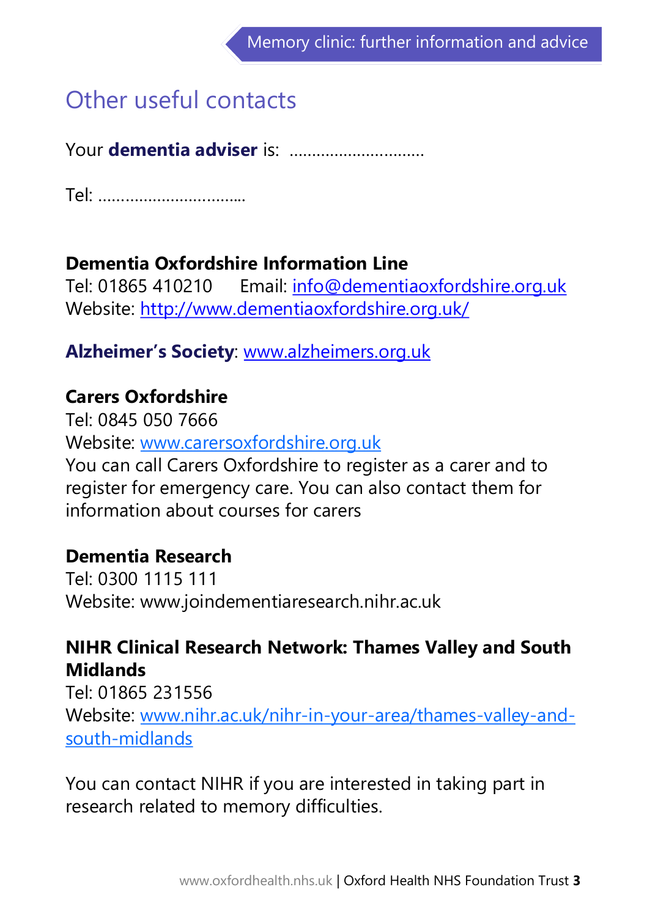## Other useful contacts

Your **dementia adviser** is: ..............................

Tel: ...............................

**Dementia Oxfordshire Information Line**
Tel: 01865 410210 Email: info@dementiaoxfordshire.org.uk
Website: http://www.dementiaoxfordshire.org.uk/

**Alzheimer's Society**: www.alzheimers.org.uk

**Carers Oxfordshire**
Tel: 0845 050 7666
Website: www.carersoxfordshire.org.uk
You can call Carers Oxfordshire to register as a carer and to register for emergency care. You can also contact them for information about courses for carers

**Dementia Research**
Tel: 0300 1115 111
Website: www.joindementiaresearch.nihr.ac.uk

**NIHR Clinical Research Network: Thames Valley and South Midlands**
Tel: 01865 231556
Website: www.nihr.ac.uk/nihr-in-your-area/thames-valley-and-south-midlands

You can contact NIHR if you are interested in taking part in research related to memory difficulties.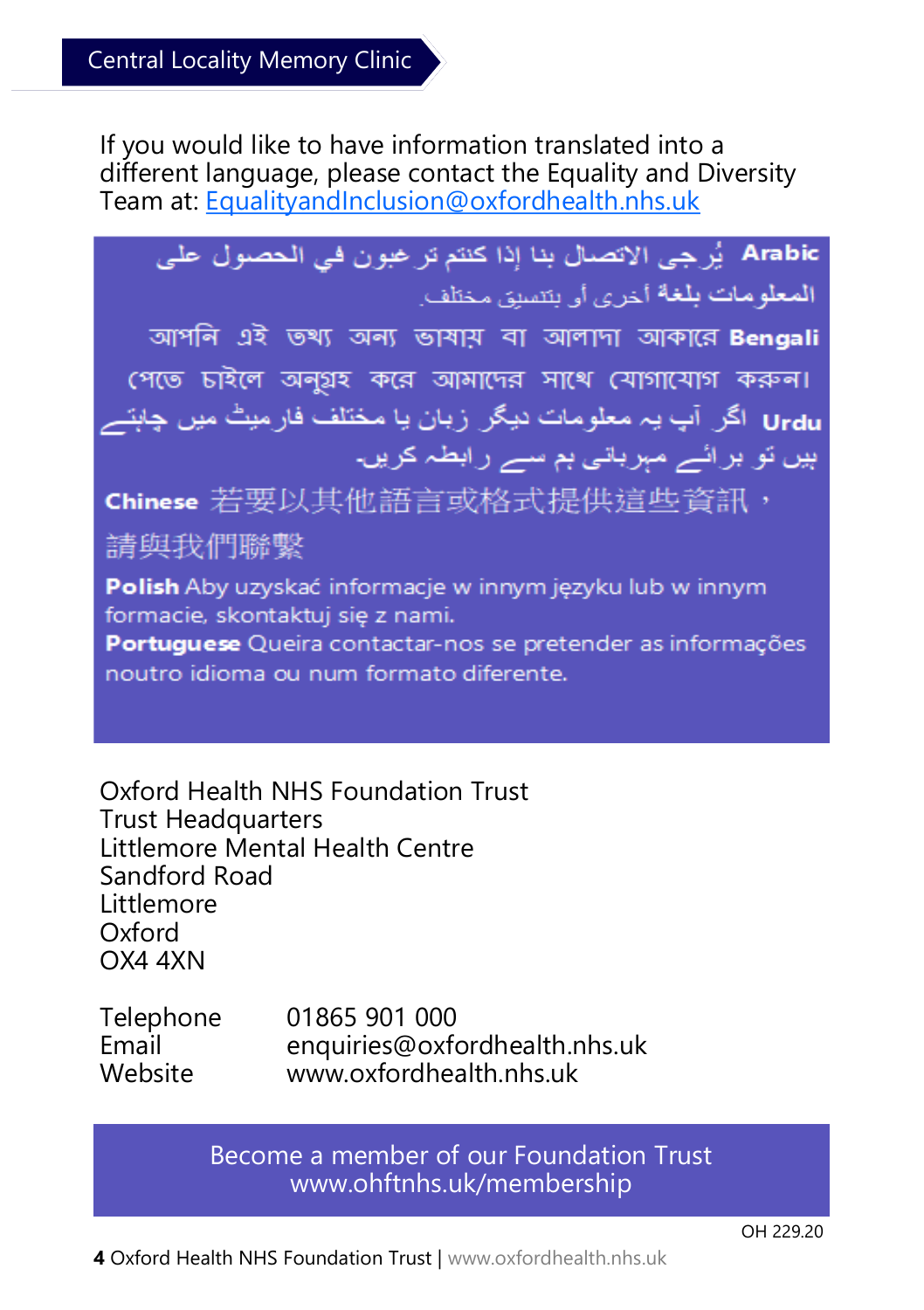Central Locality Memory Clinic

If you would like to have information translated into a different language, please contact the Equality and Diversity Team at: [EqualityandInclusion@oxfordhealth.nhs.uk](mailto:EqualityandInclusion@oxfordhealth.nhs.uk)

**Arabic** يُرجى الاتصال بنا إذا كنتم ترغبون في الحصول على المعلومات بلغة أخرى أو بتنسيق مختلف.

**Bengali** আপনি এই তথ্য অন্য ভাষায় বা আলাদা আকারে পেতে চাইলে অনুগ্রহ করে আমাদের সাথে যোগাযোগ করুন।

**Urdu** اگر آپ یہ معلومات دیگر زبان یا مختلف فارمیٹ میں چاہتے ہیں تو برائے مہربانی ہم سے رابطہ کریں۔

**Chinese** 若要以其他語言或格式提供這些資訊，請與我們聯繫

**Polish** Aby uzyskać informacje w innym języku lub w innym formacie, skontaktuj się z nami.

**Portuguese** Queira contactar-nos se pretender as informações noutro idioma ou num formato diferente.

Oxford Health NHS Foundation Trust
Trust Headquarters
Littlemore Mental Health Centre
Sandford Road
Littlemore
Oxford
OX4 4XN

| | |
|---|---|
| Telephone | 01865 901 000 |
| Email | enquiries@oxfordhealth.nhs.uk |
| Website | www.oxfordhealth.nhs.uk |

Become a member of our Foundation Trust
www.ohftnhs.uk/membership

OH 229.20